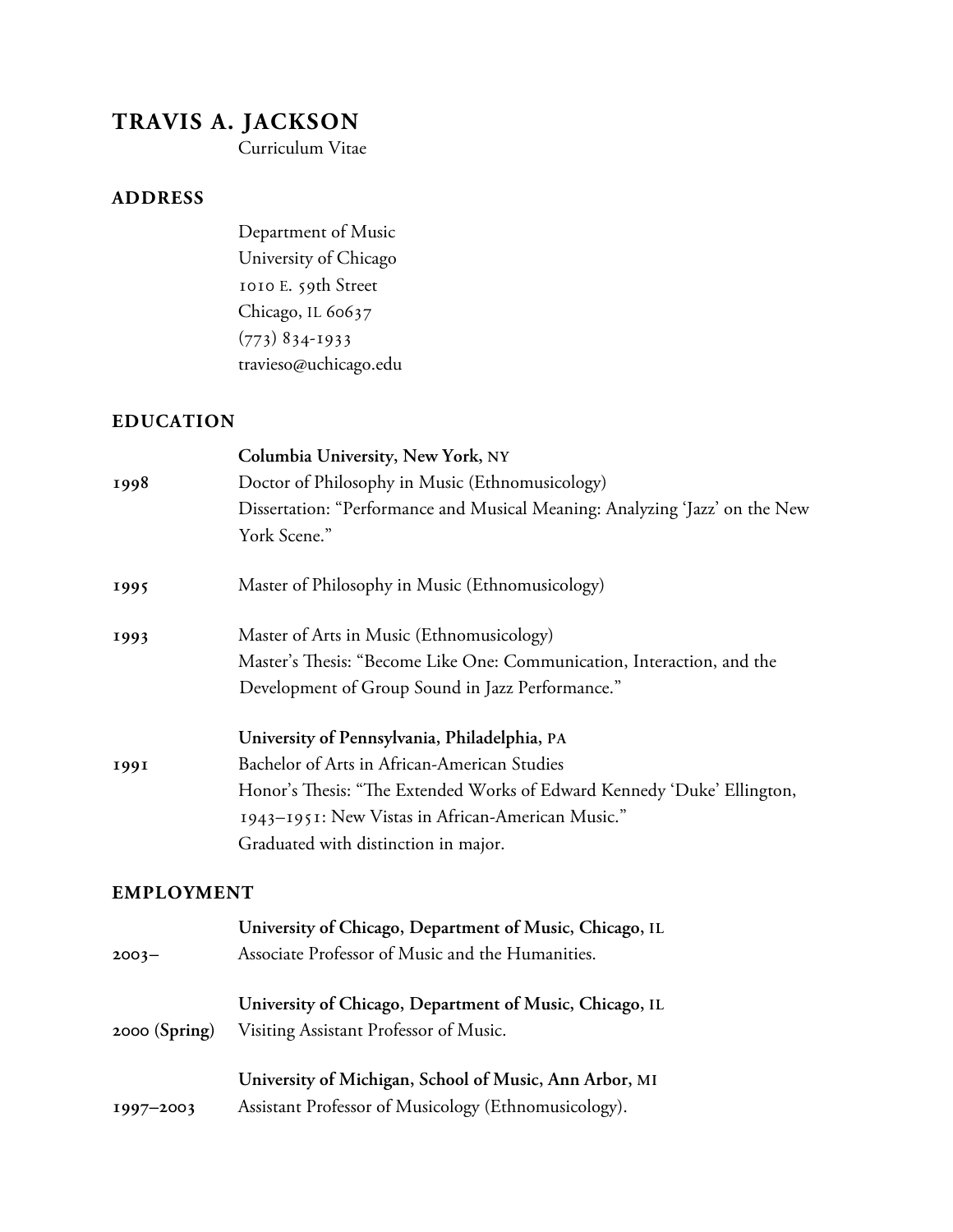# TRAVIS A. JACKSON

Curriculum Vitae

## ADDRESS

Department of Music
University of Chicago
1010 E. 59th Street
Chicago, IL 60637
(773) 834-1933
travieso@uchicago.edu

## EDUCATION

**Columbia University, New York, NY**

1998 — Doctor of Philosophy in Music (Ethnomusicology)
Dissertation: "Performance and Musical Meaning: Analyzing 'Jazz' on the New York Scene."

1995 — Master of Philosophy in Music (Ethnomusicology)

1993 — Master of Arts in Music (Ethnomusicology)
Master's Thesis: "Become Like One: Communication, Interaction, and the Development of Group Sound in Jazz Performance."

**University of Pennsylvania, Philadelphia, PA**

1991 — Bachelor of Arts in African-American Studies
Honor's Thesis: "The Extended Works of Edward Kennedy 'Duke' Ellington, 1943–1951: New Vistas in African-American Music."
Graduated with distinction in major.

## EMPLOYMENT

**University of Chicago, Department of Music, Chicago, IL**

2003– — Associate Professor of Music and the Humanities.

**University of Chicago, Department of Music, Chicago, IL**

2000 (**Spring**) — Visiting Assistant Professor of Music.

**University of Michigan, School of Music, Ann Arbor, MI**

1997–2003 — Assistant Professor of Musicology (Ethnomusicology).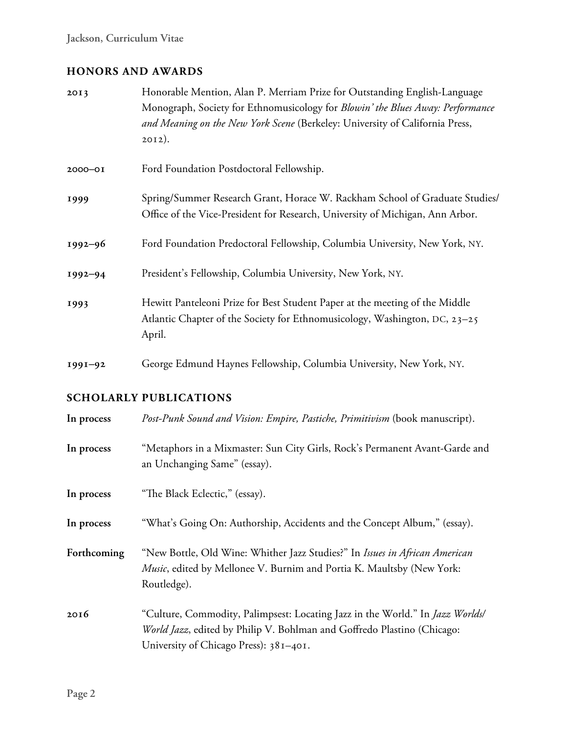## HONORS AND AWARDS

**2013** Honorable Mention, Alan P. Merriam Prize for Outstanding English-Language Monograph, Society for Ethnomusicology for *Blowin' the Blues Away: Performance and Meaning on the New York Scene* (Berkeley: University of California Press, 2012).

**2000–01** Ford Foundation Postdoctoral Fellowship.

**1999** Spring/Summer Research Grant, Horace W. Rackham School of Graduate Studies/ Office of the Vice-President for Research, University of Michigan, Ann Arbor.

**1992–96** Ford Foundation Predoctoral Fellowship, Columbia University, New York, NY.

**1992–94** President's Fellowship, Columbia University, New York, NY.

**1993** Hewitt Panteleoni Prize for Best Student Paper at the meeting of the Middle Atlantic Chapter of the Society for Ethnomusicology, Washington, DC, 23–25 April.

**1991–92** George Edmund Haynes Fellowship, Columbia University, New York, NY.

## SCHOLARLY PUBLICATIONS

**In process** *Post-Punk Sound and Vision: Empire, Pastiche, Primitivism* (book manuscript).

**In process** "Metaphors in a Mixmaster: Sun City Girls, Rock's Permanent Avant-Garde and an Unchanging Same" (essay).

**In process** "The Black Eclectic," (essay).

**In process** "What's Going On: Authorship, Accidents and the Concept Album," (essay).

**Forthcoming** "New Bottle, Old Wine: Whither Jazz Studies?" In *Issues in African American Music*, edited by Mellonee V. Burnim and Portia K. Maultsby (New York: Routledge).

**2016** "Culture, Commodity, Palimpsest: Locating Jazz in the World." In *Jazz Worlds/ World Jazz*, edited by Philip V. Bohlman and Goffredo Plastino (Chicago: University of Chicago Press): 381–401.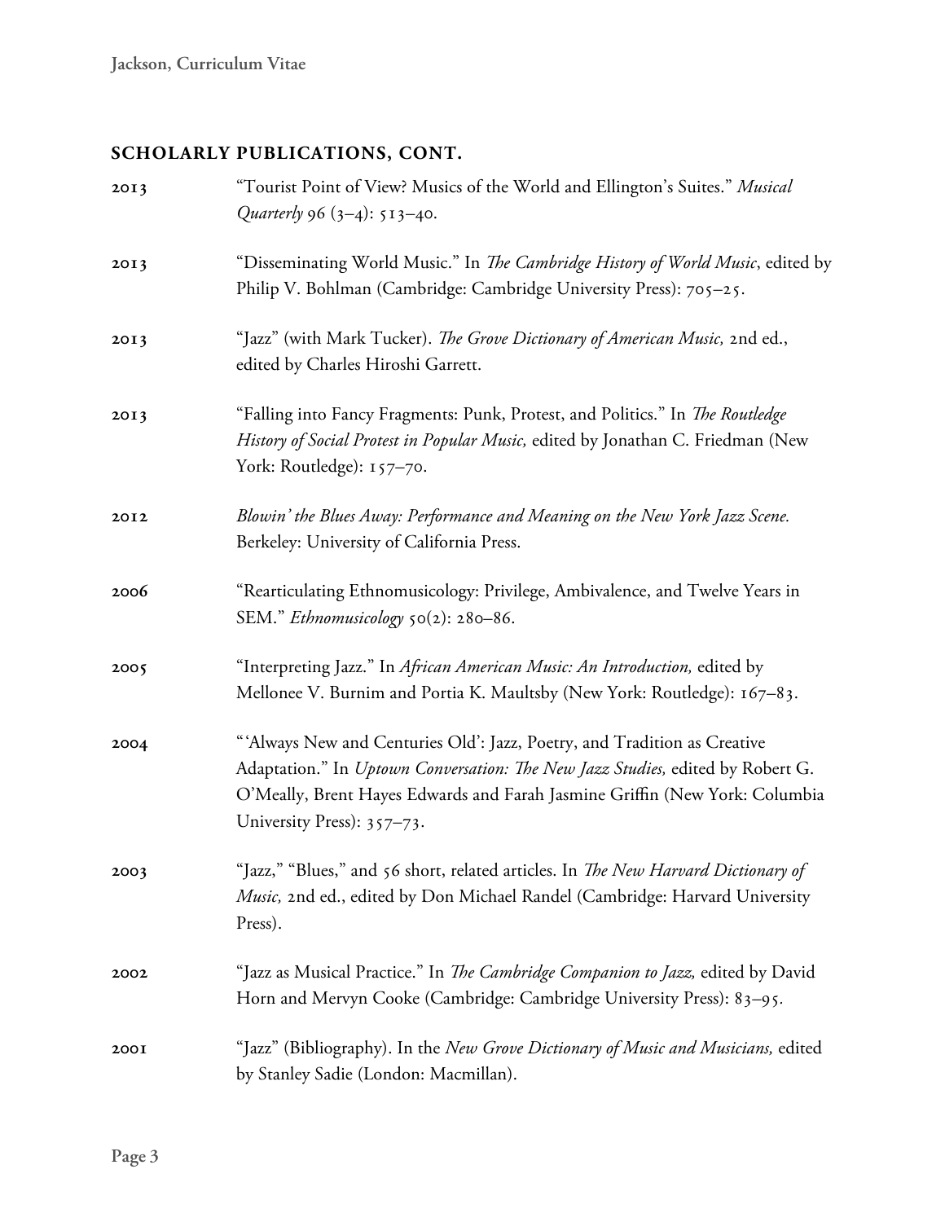## SCHOLARLY PUBLICATIONS, CONT.

**2013** "Tourist Point of View? Musics of the World and Ellington's Suites." *Musical Quarterly* 96 (3–4): 513–40.

**2013** "Disseminating World Music." In *The Cambridge History of World Music*, edited by Philip V. Bohlman (Cambridge: Cambridge University Press): 705–25.

**2013** "Jazz" (with Mark Tucker). *The Grove Dictionary of American Music,* 2nd ed., edited by Charles Hiroshi Garrett.

**2013** "Falling into Fancy Fragments: Punk, Protest, and Politics." In *The Routledge History of Social Protest in Popular Music,* edited by Jonathan C. Friedman (New York: Routledge): 157–70.

**2012** *Blowin' the Blues Away: Performance and Meaning on the New York Jazz Scene.* Berkeley: University of California Press.

**2006** "Rearticulating Ethnomusicology: Privilege, Ambivalence, and Twelve Years in SEM." *Ethnomusicology* 50(2): 280–86.

**2005** "Interpreting Jazz." In *African American Music: An Introduction,* edited by Mellonee V. Burnim and Portia K. Maultsby (New York: Routledge): 167–83.

**2004** "'Always New and Centuries Old': Jazz, Poetry, and Tradition as Creative Adaptation." In *Uptown Conversation: The New Jazz Studies,* edited by Robert G. O'Meally, Brent Hayes Edwards and Farah Jasmine Griffin (New York: Columbia University Press): 357–73.

**2003** "Jazz," "Blues," and 56 short, related articles. In *The New Harvard Dictionary of Music,* 2nd ed., edited by Don Michael Randel (Cambridge: Harvard University Press).

**2002** "Jazz as Musical Practice." In *The Cambridge Companion to Jazz,* edited by David Horn and Mervyn Cooke (Cambridge: Cambridge University Press): 83–95.

**2001** "Jazz" (Bibliography). In the *New Grove Dictionary of Music and Musicians,* edited by Stanley Sadie (London: Macmillan).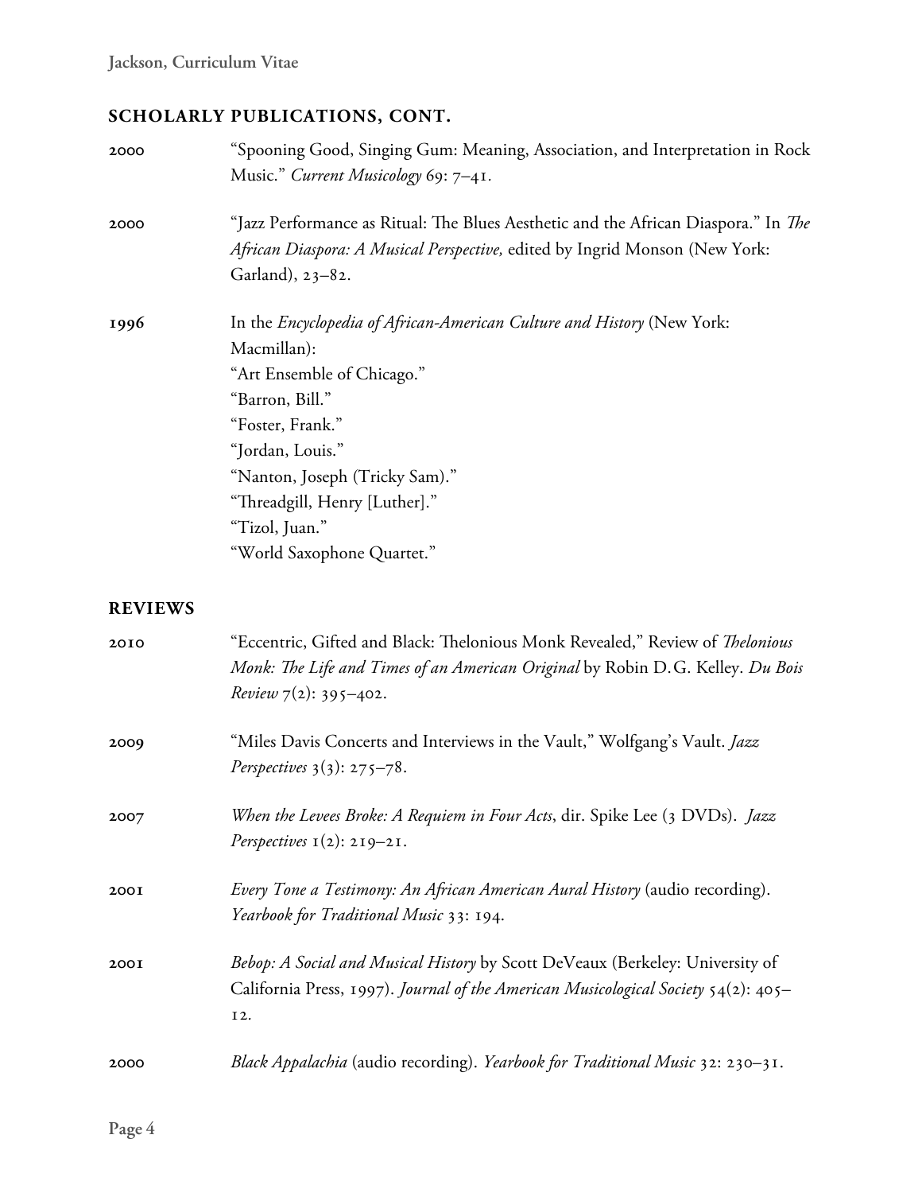## SCHOLARLY PUBLICATIONS, CONT.

2000 "Spooning Good, Singing Gum: Meaning, Association, and Interpretation in Rock Music." *Current Musicology* 69: 7–41.

2000 "Jazz Performance as Ritual: The Blues Aesthetic and the African Diaspora." In *The African Diaspora: A Musical Perspective,* edited by Ingrid Monson (New York: Garland), 23–82.

1996 In the *Encyclopedia of African-American Culture and History* (New York: Macmillan):
"Art Ensemble of Chicago."
"Barron, Bill."
"Foster, Frank."
"Jordan, Louis."
"Nanton, Joseph (Tricky Sam)."
"Threadgill, Henry [Luther]."
"Tizol, Juan."
"World Saxophone Quartet."

## REVIEWS

2010 "Eccentric, Gifted and Black: Thelonious Monk Revealed," Review of *Thelonious Monk: The Life and Times of an American Original* by Robin D.G. Kelley. *Du Bois Review* 7(2): 395–402.

2009 "Miles Davis Concerts and Interviews in the Vault," Wolfgang's Vault. *Jazz Perspectives* 3(3): 275–78.

2007 *When the Levees Broke: A Requiem in Four Acts*, dir. Spike Lee (3 DVDs). *Jazz Perspectives* 1(2): 219–21.

2001 *Every Tone a Testimony: An African American Aural History* (audio recording). *Yearbook for Traditional Music* 33: 194.

2001 *Bebop: A Social and Musical History* by Scott DeVeaux (Berkeley: University of California Press, 1997). *Journal of the American Musicological Society* 54(2): 405–12.

2000 *Black Appalachia* (audio recording). *Yearbook for Traditional Music* 32: 230–31.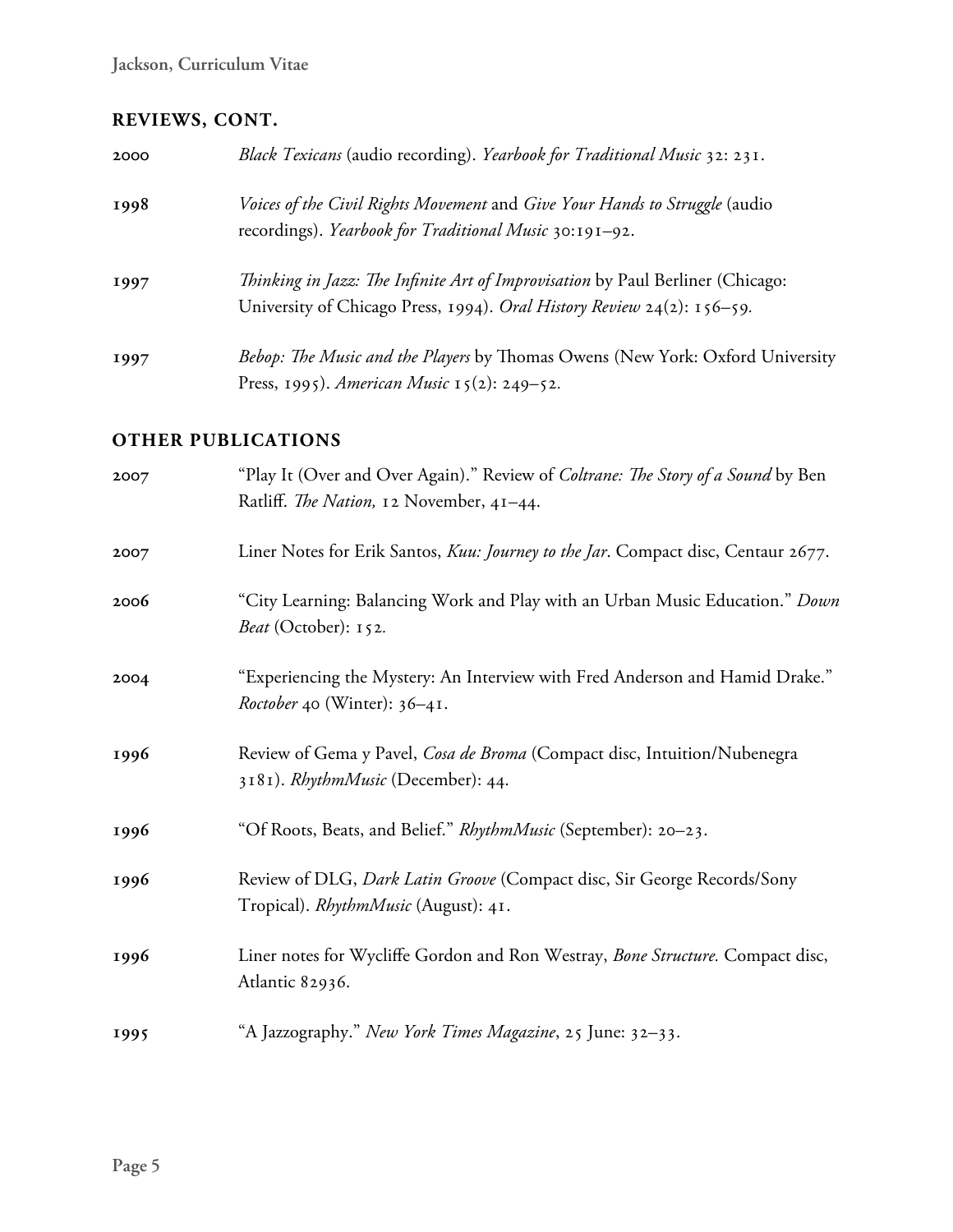## REVIEWS, CONT.

**2000** *Black Texicans* (audio recording). *Yearbook for Traditional Music* 32: 231.

**1998** *Voices of the Civil Rights Movement* and *Give Your Hands to Struggle* (audio recordings). *Yearbook for Traditional Music* 30:191–92.

**1997** *Thinking in Jazz: The Infinite Art of Improvisation* by Paul Berliner (Chicago: University of Chicago Press, 1994). *Oral History Review* 24(2): 156–59.

**1997** *Bebop: The Music and the Players* by Thomas Owens (New York: Oxford University Press, 1995). *American Music* 15(2): 249–52.

## OTHER PUBLICATIONS

**2007** "Play It (Over and Over Again)." Review of *Coltrane: The Story of a Sound* by Ben Ratliff. *The Nation,* 12 November, 41–44.

**2007** Liner Notes for Erik Santos, *Kuu: Journey to the Jar*. Compact disc, Centaur 2677.

**2006** "City Learning: Balancing Work and Play with an Urban Music Education." *Down Beat* (October): 152.

**2004** "Experiencing the Mystery: An Interview with Fred Anderson and Hamid Drake." *Roctober* 40 (Winter): 36–41.

**1996** Review of Gema y Pavel, *Cosa de Broma* (Compact disc, Intuition/Nubenegra 3181). *RhythmMusic* (December): 44.

**1996** "Of Roots, Beats, and Belief." *RhythmMusic* (September): 20–23.

**1996** Review of DLG, *Dark Latin Groove* (Compact disc, Sir George Records/Sony Tropical). *RhythmMusic* (August): 41.

**1996** Liner notes for Wycliffe Gordon and Ron Westray, *Bone Structure.* Compact disc, Atlantic 82936.

**1995** "A Jazzography." *New York Times Magazine*, 25 June: 32–33.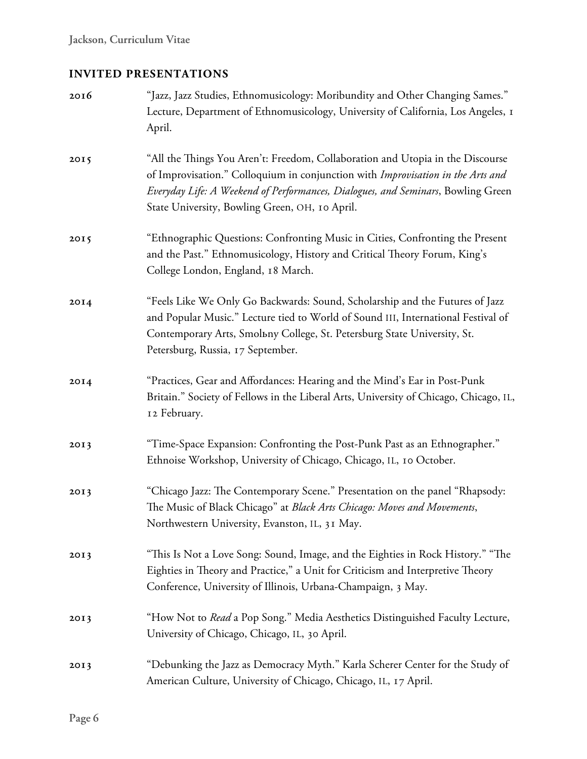## INVITED PRESENTATIONS

**2016** "Jazz, Jazz Studies, Ethnomusicology: Moribundity and Other Changing Sames." Lecture, Department of Ethnomusicology, University of California, Los Angeles, 1 April.

**2015** "All the Things You Aren't: Freedom, Collaboration and Utopia in the Discourse of Improvisation." Colloquium in conjunction with *Improvisation in the Arts and Everyday Life: A Weekend of Performances, Dialogues, and Seminars*, Bowling Green State University, Bowling Green, OH, 10 April.

**2015** "Ethnographic Questions: Confronting Music in Cities, Confronting the Present and the Past." Ethnomusicology, History and Critical Theory Forum, King's College London, England, 18 March.

**2014** "Feels Like We Only Go Backwards: Sound, Scholarship and the Futures of Jazz and Popular Music." Lecture tied to World of Sound III, International Festival of Contemporary Arts, Smolьny College, St. Petersburg State University, St. Petersburg, Russia, 17 September.

**2014** "Practices, Gear and Affordances: Hearing and the Mind's Ear in Post-Punk Britain." Society of Fellows in the Liberal Arts, University of Chicago, Chicago, IL, 12 February.

**2013** "Time-Space Expansion: Confronting the Post-Punk Past as an Ethnographer." Ethnoise Workshop, University of Chicago, Chicago, IL, 10 October.

**2013** "Chicago Jazz: The Contemporary Scene." Presentation on the panel "Rhapsody: The Music of Black Chicago" at *Black Arts Chicago: Moves and Movements*, Northwestern University, Evanston, IL, 31 May.

**2013** "This Is Not a Love Song: Sound, Image, and the Eighties in Rock History." "The Eighties in Theory and Practice," a Unit for Criticism and Interpretive Theory Conference, University of Illinois, Urbana-Champaign, 3 May.

**2013** "How Not to *Read* a Pop Song." Media Aesthetics Distinguished Faculty Lecture, University of Chicago, Chicago, IL, 30 April.

**2013** "Debunking the Jazz as Democracy Myth." Karla Scherer Center for the Study of American Culture, University of Chicago, Chicago, IL, 17 April.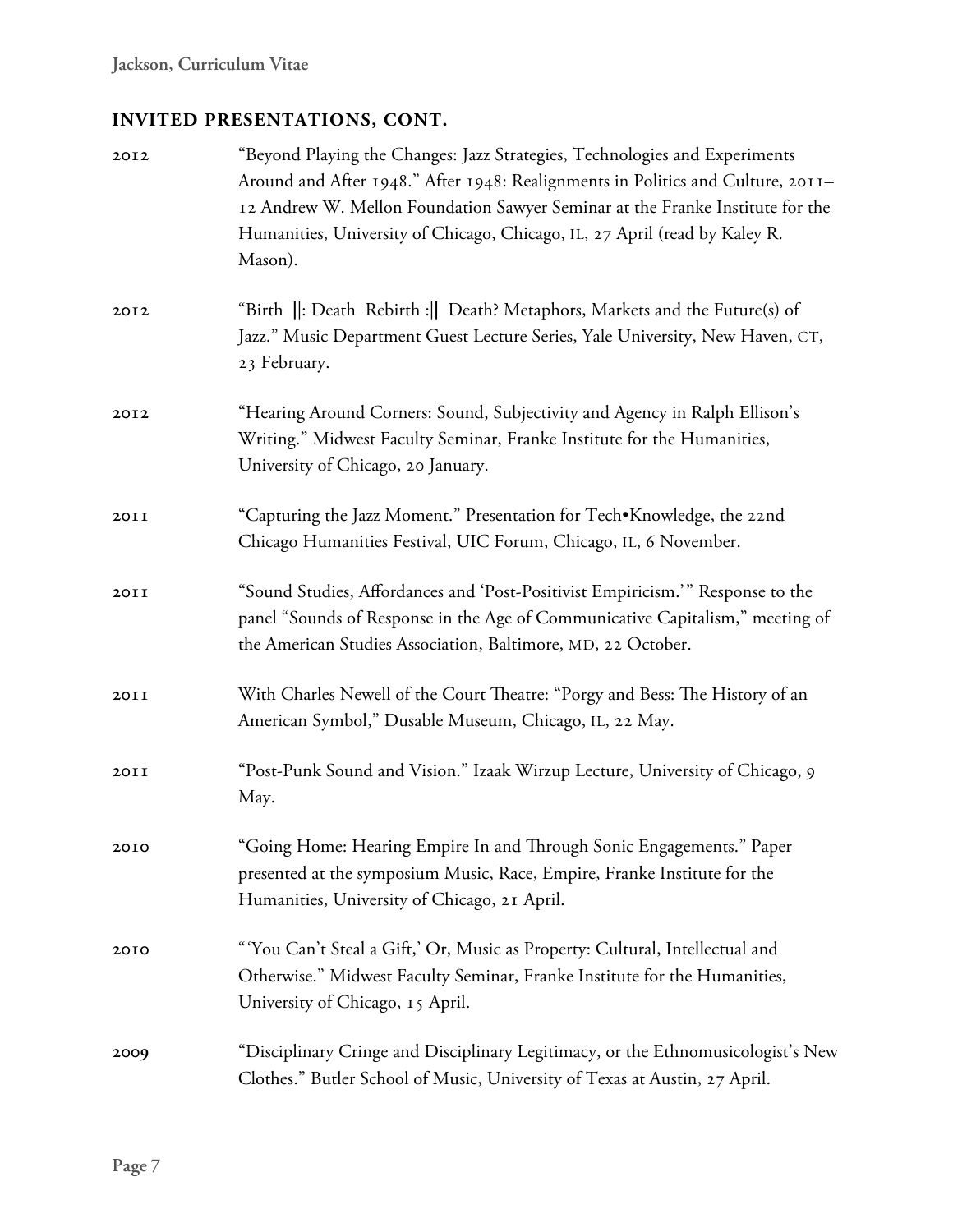## INVITED PRESENTATIONS, CONT.

**2012** "Beyond Playing the Changes: Jazz Strategies, Technologies and Experiments Around and After 1948." After 1948: Realignments in Politics and Culture, 2011–12 Andrew W. Mellon Foundation Sawyer Seminar at the Franke Institute for the Humanities, University of Chicago, Chicago, IL, 27 April (read by Kaley R. Mason).

**2012** "Birth ||: Death Rebirth :|| Death? Metaphors, Markets and the Future(s) of Jazz." Music Department Guest Lecture Series, Yale University, New Haven, CT, 23 February.

**2012** "Hearing Around Corners: Sound, Subjectivity and Agency in Ralph Ellison's Writing." Midwest Faculty Seminar, Franke Institute for the Humanities, University of Chicago, 20 January.

**2011** "Capturing the Jazz Moment." Presentation for Tech•Knowledge, the 22nd Chicago Humanities Festival, UIC Forum, Chicago, IL, 6 November.

**2011** "Sound Studies, Affordances and 'Post-Positivist Empiricism.'" Response to the panel "Sounds of Response in the Age of Communicative Capitalism," meeting of the American Studies Association, Baltimore, MD, 22 October.

**2011** With Charles Newell of the Court Theatre: "Porgy and Bess: The History of an American Symbol," Dusable Museum, Chicago, IL, 22 May.

**2011** "Post-Punk Sound and Vision." Izaak Wirzup Lecture, University of Chicago, 9 May.

**2010** "Going Home: Hearing Empire In and Through Sonic Engagements." Paper presented at the symposium Music, Race, Empire, Franke Institute for the Humanities, University of Chicago, 21 April.

**2010** "'You Can't Steal a Gift,' Or, Music as Property: Cultural, Intellectual and Otherwise." Midwest Faculty Seminar, Franke Institute for the Humanities, University of Chicago, 15 April.

**2009** "Disciplinary Cringe and Disciplinary Legitimacy, or the Ethnomusicologist's New Clothes." Butler School of Music, University of Texas at Austin, 27 April.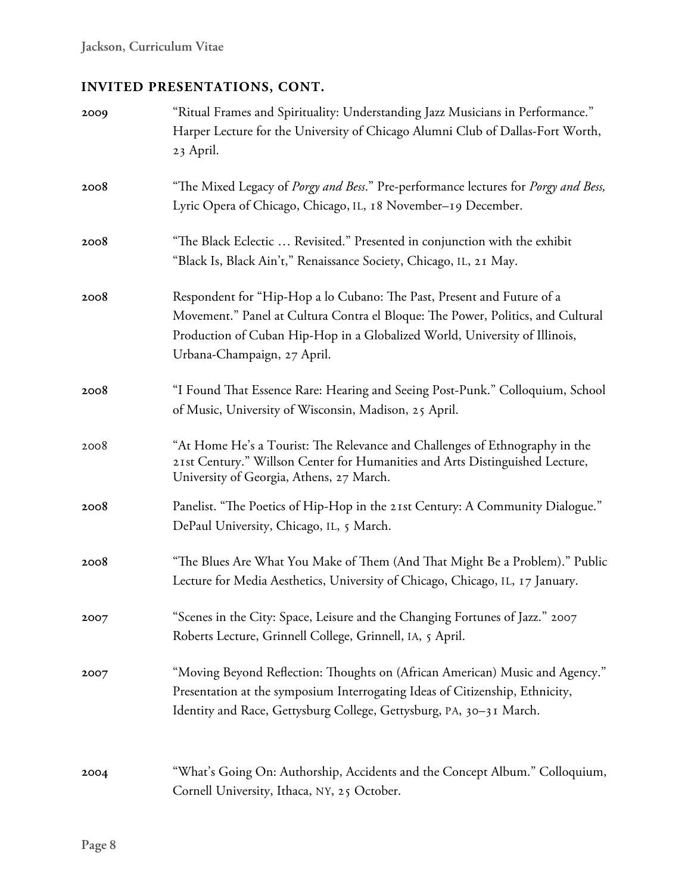## INVITED PRESENTATIONS, CONT.

**2009** "Ritual Frames and Spirituality: Understanding Jazz Musicians in Performance." Harper Lecture for the University of Chicago Alumni Club of Dallas-Fort Worth, 23 April.

**2008** "The Mixed Legacy of *Porgy and Bess*." Pre-performance lectures for *Porgy and Bess,* Lyric Opera of Chicago, Chicago, IL, 18 November–19 December.

**2008** "The Black Eclectic … Revisited." Presented in conjunction with the exhibit "Black Is, Black Ain't," Renaissance Society, Chicago, IL, 21 May.

**2008** Respondent for "Hip-Hop a lo Cubano: The Past, Present and Future of a Movement." Panel at Cultura Contra el Bloque: The Power, Politics, and Cultural Production of Cuban Hip-Hop in a Globalized World, University of Illinois, Urbana-Champaign, 27 April.

**2008** "I Found That Essence Rare: Hearing and Seeing Post-Punk." Colloquium, School of Music, University of Wisconsin, Madison, 25 April.

2008 "At Home He's a Tourist: The Relevance and Challenges of Ethnography in the 21st Century." Willson Center for Humanities and Arts Distinguished Lecture, University of Georgia, Athens, 27 March.

**2008** Panelist. "The Poetics of Hip-Hop in the 21st Century: A Community Dialogue." DePaul University, Chicago, IL, 5 March.

**2008** "The Blues Are What You Make of Them (And That Might Be a Problem)." Public Lecture for Media Aesthetics, University of Chicago, Chicago, IL, 17 January.

**2007** "Scenes in the City: Space, Leisure and the Changing Fortunes of Jazz." 2007 Roberts Lecture, Grinnell College, Grinnell, IA, 5 April.

**2007** "Moving Beyond Reflection: Thoughts on (African American) Music and Agency." Presentation at the symposium Interrogating Ideas of Citizenship, Ethnicity, Identity and Race, Gettysburg College, Gettysburg, PA, 30–31 March.

**2004** "What's Going On: Authorship, Accidents and the Concept Album." Colloquium, Cornell University, Ithaca, NY, 25 October.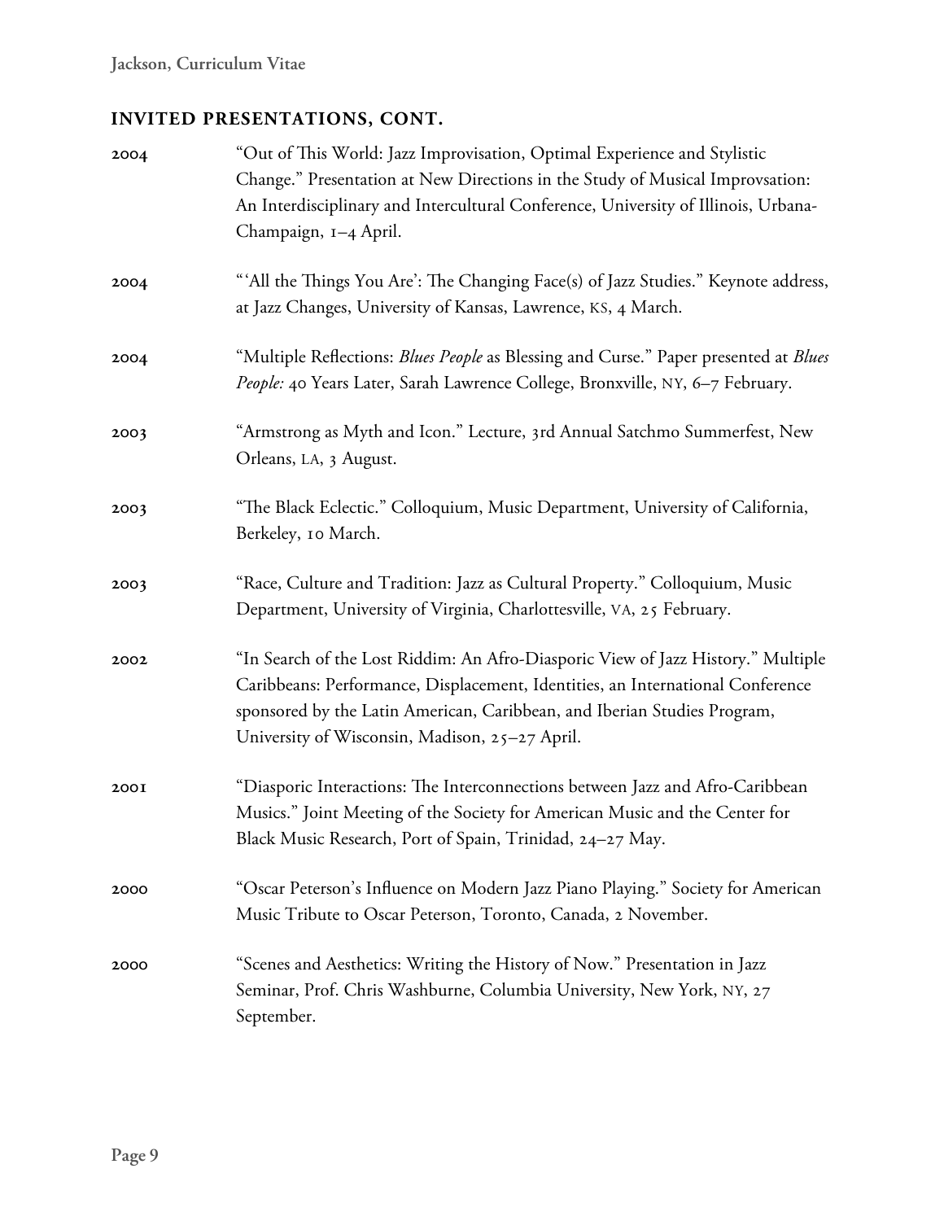## INVITED PRESENTATIONS, CONT.

2004 "Out of This World: Jazz Improvisation, Optimal Experience and Stylistic Change." Presentation at New Directions in the Study of Musical Improvsation: An Interdisciplinary and Intercultural Conference, University of Illinois, Urbana-Champaign, 1–4 April.

2004 "'All the Things You Are': The Changing Face(s) of Jazz Studies." Keynote address, at Jazz Changes, University of Kansas, Lawrence, KS, 4 March.

2004 "Multiple Reflections: *Blues People* as Blessing and Curse." Paper presented at *Blues People:* 40 Years Later, Sarah Lawrence College, Bronxville, NY, 6–7 February.

2003 "Armstrong as Myth and Icon." Lecture, 3rd Annual Satchmo Summerfest, New Orleans, LA, 3 August.

2003 "The Black Eclectic." Colloquium, Music Department, University of California, Berkeley, 10 March.

2003 "Race, Culture and Tradition: Jazz as Cultural Property." Colloquium, Music Department, University of Virginia, Charlottesville, VA, 25 February.

2002 "In Search of the Lost Riddim: An Afro-Diasporic View of Jazz History." Multiple Caribbeans: Performance, Displacement, Identities, an International Conference sponsored by the Latin American, Caribbean, and Iberian Studies Program, University of Wisconsin, Madison, 25–27 April.

2001 "Diasporic Interactions: The Interconnections between Jazz and Afro-Caribbean Musics." Joint Meeting of the Society for American Music and the Center for Black Music Research, Port of Spain, Trinidad, 24–27 May.

2000 "Oscar Peterson's Influence on Modern Jazz Piano Playing." Society for American Music Tribute to Oscar Peterson, Toronto, Canada, 2 November.

2000 "Scenes and Aesthetics: Writing the History of Now." Presentation in Jazz Seminar, Prof. Chris Washburne, Columbia University, New York, NY, 27 September.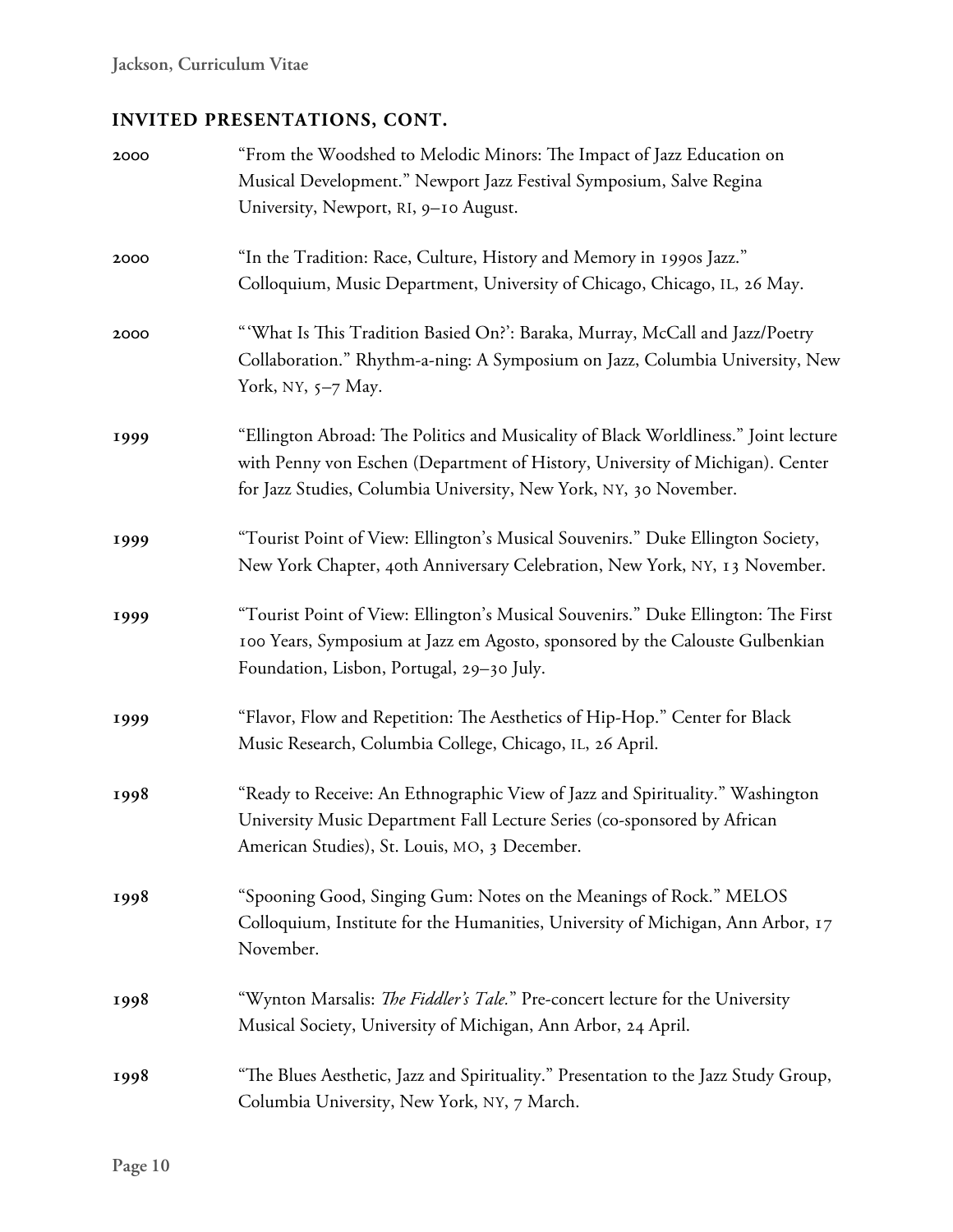## INVITED PRESENTATIONS, CONT.

**2000** "From the Woodshed to Melodic Minors: The Impact of Jazz Education on Musical Development." Newport Jazz Festival Symposium, Salve Regina University, Newport, RI, 9–10 August.

**2000** "In the Tradition: Race, Culture, History and Memory in 1990s Jazz." Colloquium, Music Department, University of Chicago, Chicago, IL, 26 May.

**2000** "'What Is This Tradition Basied On?': Baraka, Murray, McCall and Jazz/Poetry Collaboration." Rhythm-a-ning: A Symposium on Jazz, Columbia University, New York, NY, 5–7 May.

**1999** "Ellington Abroad: The Politics and Musicality of Black Worldliness." Joint lecture with Penny von Eschen (Department of History, University of Michigan). Center for Jazz Studies, Columbia University, New York, NY, 30 November.

**1999** "Tourist Point of View: Ellington's Musical Souvenirs." Duke Ellington Society, New York Chapter, 40th Anniversary Celebration, New York, NY, 13 November.

**1999** "Tourist Point of View: Ellington's Musical Souvenirs." Duke Ellington: The First 100 Years, Symposium at Jazz em Agosto, sponsored by the Calouste Gulbenkian Foundation, Lisbon, Portugal, 29–30 July.

**1999** "Flavor, Flow and Repetition: The Aesthetics of Hip-Hop." Center for Black Music Research, Columbia College, Chicago, IL, 26 April.

**1998** "Ready to Receive: An Ethnographic View of Jazz and Spirituality." Washington University Music Department Fall Lecture Series (co-sponsored by African American Studies), St. Louis, MO, 3 December.

**1998** "Spooning Good, Singing Gum: Notes on the Meanings of Rock." MELOS Colloquium, Institute for the Humanities, University of Michigan, Ann Arbor, 17 November.

**1998** "Wynton Marsalis: *The Fiddler's Tale.*" Pre-concert lecture for the University Musical Society, University of Michigan, Ann Arbor, 24 April.

**1998** "The Blues Aesthetic, Jazz and Spirituality." Presentation to the Jazz Study Group, Columbia University, New York, NY, 7 March.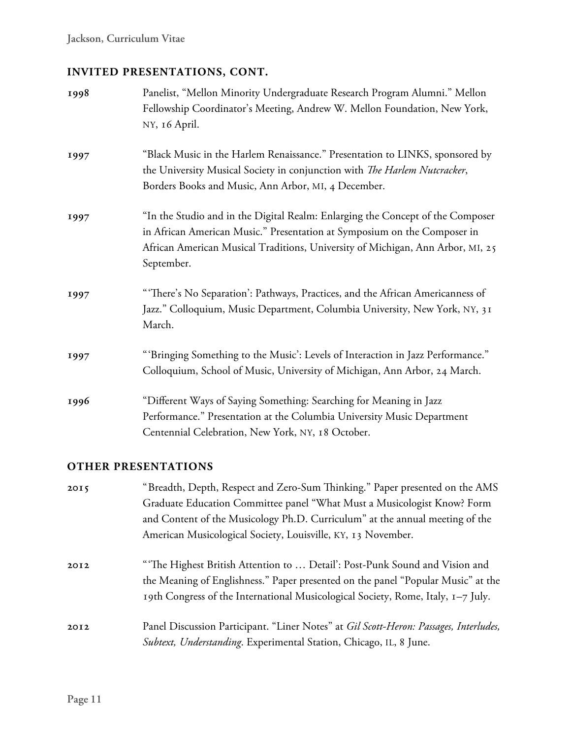## INVITED PRESENTATIONS, CONT.

**1998** Panelist, "Mellon Minority Undergraduate Research Program Alumni." Mellon Fellowship Coordinator's Meeting, Andrew W. Mellon Foundation, New York, NY, 16 April.

**1997** "Black Music in the Harlem Renaissance." Presentation to LINKS, sponsored by the University Musical Society in conjunction with *The Harlem Nutcracker*, Borders Books and Music, Ann Arbor, MI, 4 December.

**1997** "In the Studio and in the Digital Realm: Enlarging the Concept of the Composer in African American Music." Presentation at Symposium on the Composer in African American Musical Traditions, University of Michigan, Ann Arbor, MI, 25 September.

**1997** "'There's No Separation': Pathways, Practices, and the African Americanness of Jazz." Colloquium, Music Department, Columbia University, New York, NY, 31 March.

**1997** "'Bringing Something to the Music': Levels of Interaction in Jazz Performance." Colloquium, School of Music, University of Michigan, Ann Arbor, 24 March.

**1996** "Different Ways of Saying Something: Searching for Meaning in Jazz Performance." Presentation at the Columbia University Music Department Centennial Celebration, New York, NY, 18 October.

## OTHER PRESENTATIONS

**2015** "Breadth, Depth, Respect and Zero-Sum Thinking." Paper presented on the AMS Graduate Education Committee panel "What Must a Musicologist Know? Form and Content of the Musicology Ph.D. Curriculum" at the annual meeting of the American Musicological Society, Louisville, KY, 13 November.

**2012** "'The Highest British Attention to … Detail': Post-Punk Sound and Vision and the Meaning of Englishness." Paper presented on the panel "Popular Music" at the 19th Congress of the International Musicological Society, Rome, Italy, 1–7 July.

**2012** Panel Discussion Participant. "Liner Notes" at *Gil Scott-Heron: Passages, Interludes, Subtext, Understanding*. Experimental Station, Chicago, IL, 8 June.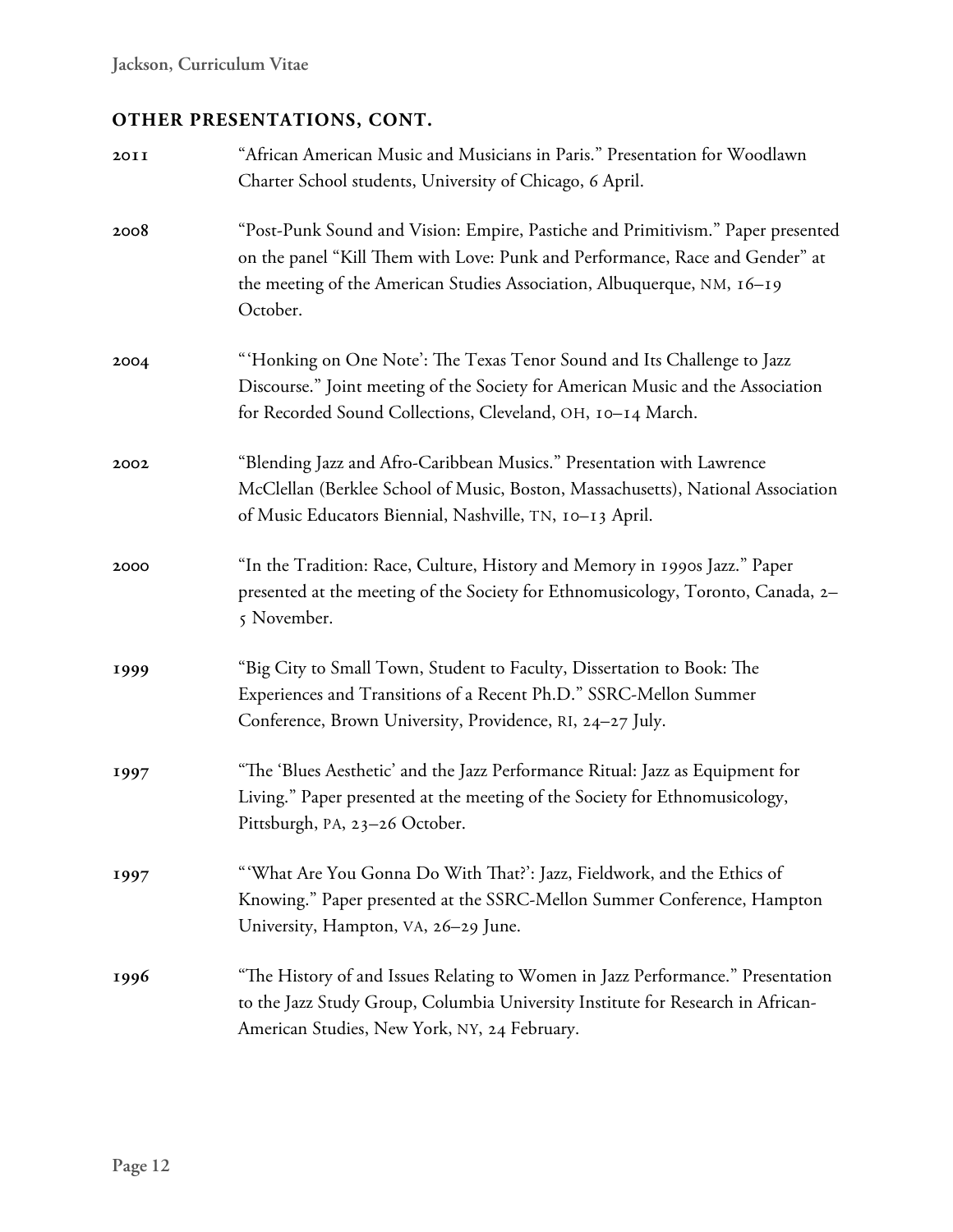## OTHER PRESENTATIONS, CONT.

**2011** "African American Music and Musicians in Paris." Presentation for Woodlawn Charter School students, University of Chicago, 6 April.

**2008** "Post-Punk Sound and Vision: Empire, Pastiche and Primitivism." Paper presented on the panel "Kill Them with Love: Punk and Performance, Race and Gender" at the meeting of the American Studies Association, Albuquerque, NM, 16–19 October.

**2004** "'Honking on One Note': The Texas Tenor Sound and Its Challenge to Jazz Discourse." Joint meeting of the Society for American Music and the Association for Recorded Sound Collections, Cleveland, OH, 10–14 March.

**2002** "Blending Jazz and Afro-Caribbean Musics." Presentation with Lawrence McClellan (Berklee School of Music, Boston, Massachusetts), National Association of Music Educators Biennial, Nashville, TN, 10–13 April.

**2000** "In the Tradition: Race, Culture, History and Memory in 1990s Jazz." Paper presented at the meeting of the Society for Ethnomusicology, Toronto, Canada, 2–5 November.

**1999** "Big City to Small Town, Student to Faculty, Dissertation to Book: The Experiences and Transitions of a Recent Ph.D." SSRC-Mellon Summer Conference, Brown University, Providence, RI, 24–27 July.

**1997** "The 'Blues Aesthetic' and the Jazz Performance Ritual: Jazz as Equipment for Living." Paper presented at the meeting of the Society for Ethnomusicology, Pittsburgh, PA, 23–26 October.

**1997** "'What Are You Gonna Do With That?': Jazz, Fieldwork, and the Ethics of Knowing." Paper presented at the SSRC-Mellon Summer Conference, Hampton University, Hampton, VA, 26–29 June.

**1996** "The History of and Issues Relating to Women in Jazz Performance." Presentation to the Jazz Study Group, Columbia University Institute for Research in African-American Studies, New York, NY, 24 February.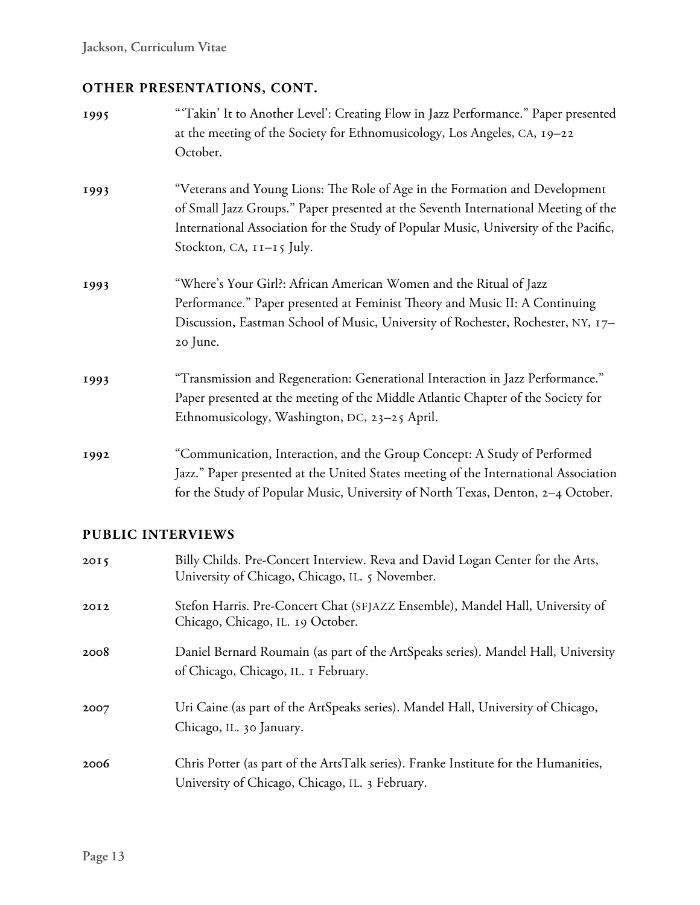## OTHER PRESENTATIONS, CONT.

**1995** "'Takin' It to Another Level': Creating Flow in Jazz Performance." Paper presented at the meeting of the Society for Ethnomusicology, Los Angeles, CA, 19–22 October.

**1993** "Veterans and Young Lions: The Role of Age in the Formation and Development of Small Jazz Groups." Paper presented at the Seventh International Meeting of the International Association for the Study of Popular Music, University of the Pacific, Stockton, CA, 11–15 July.

**1993** "Where's Your Girl?: African American Women and the Ritual of Jazz Performance." Paper presented at Feminist Theory and Music II: A Continuing Discussion, Eastman School of Music, University of Rochester, Rochester, NY, 17–20 June.

**1993** "Transmission and Regeneration: Generational Interaction in Jazz Performance." Paper presented at the meeting of the Middle Atlantic Chapter of the Society for Ethnomusicology, Washington, DC, 23–25 April.

**1992** "Communication, Interaction, and the Group Concept: A Study of Performed Jazz." Paper presented at the United States meeting of the International Association for the Study of Popular Music, University of North Texas, Denton, 2–4 October.

## PUBLIC INTERVIEWS

**2015** Billy Childs. Pre-Concert Interview. Reva and David Logan Center for the Arts, University of Chicago, Chicago, IL. 5 November.

**2012** Stefon Harris. Pre-Concert Chat (SFJAZZ Ensemble), Mandel Hall, University of Chicago, Chicago, IL. 19 October.

**2008** Daniel Bernard Roumain (as part of the ArtSpeaks series). Mandel Hall, University of Chicago, Chicago, IL. 1 February.

**2007** Uri Caine (as part of the ArtSpeaks series). Mandel Hall, University of Chicago, Chicago, IL. 30 January.

**2006** Chris Potter (as part of the ArtsTalk series). Franke Institute for the Humanities, University of Chicago, Chicago, IL. 3 February.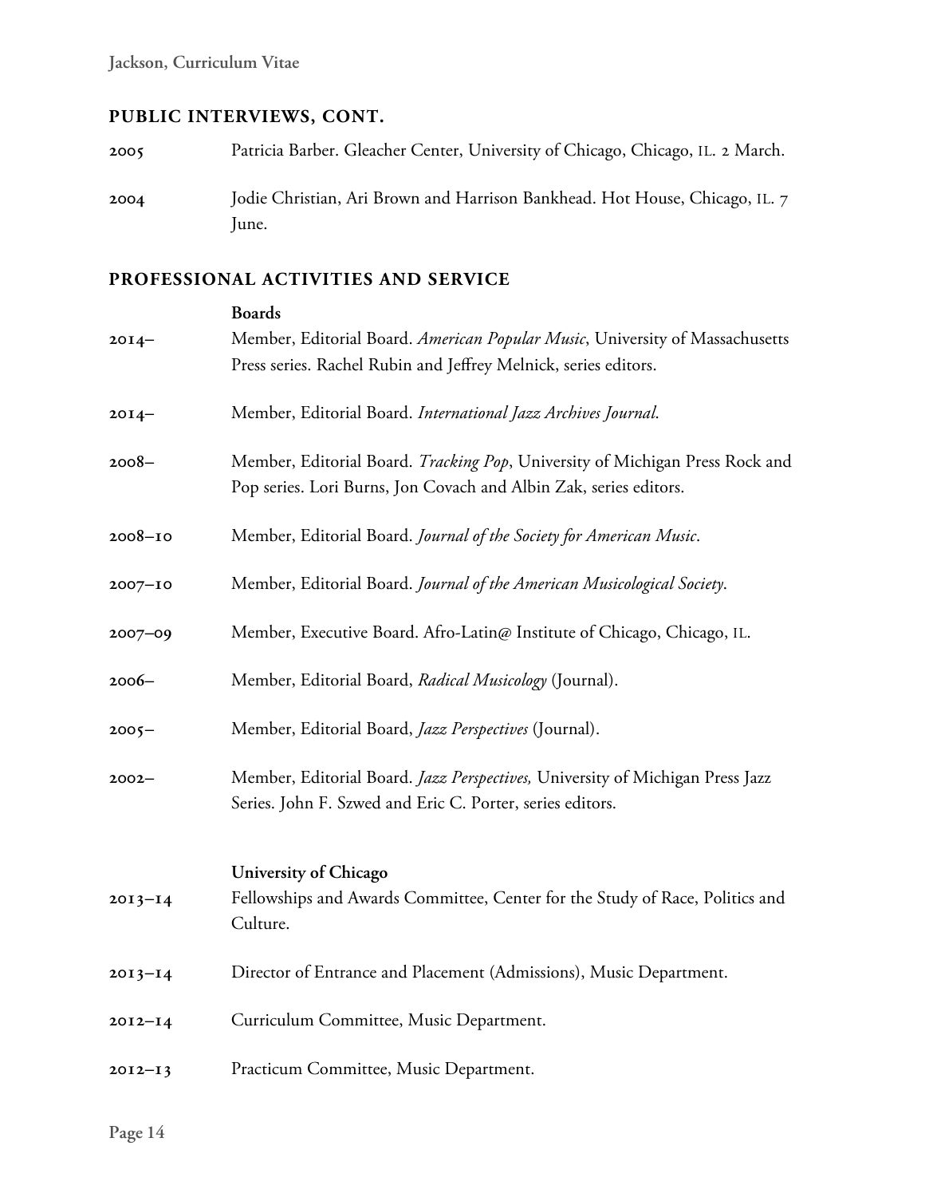## PUBLIC INTERVIEWS, CONT.

2005 Patricia Barber. Gleacher Center, University of Chicago, Chicago, IL. 2 March.

2004 Jodie Christian, Ari Brown and Harrison Bankhead. Hot House, Chicago, IL. 7 June.

## PROFESSIONAL ACTIVITIES AND SERVICE

**Boards**

2014– Member, Editorial Board. *American Popular Music*, University of Massachusetts Press series. Rachel Rubin and Jeffrey Melnick, series editors.

2014– Member, Editorial Board. *International Jazz Archives Journal*.

2008– Member, Editorial Board. *Tracking Pop*, University of Michigan Press Rock and Pop series. Lori Burns, Jon Covach and Albin Zak, series editors.

2008–10 Member, Editorial Board. *Journal of the Society for American Music*.

2007–10 Member, Editorial Board. *Journal of the American Musicological Society*.

2007–09 Member, Executive Board. Afro-Latin@ Institute of Chicago, Chicago, IL.

2006– Member, Editorial Board, *Radical Musicology* (Journal).

2005– Member, Editorial Board, *Jazz Perspectives* (Journal).

2002– Member, Editorial Board. *Jazz Perspectives,* University of Michigan Press Jazz Series. John F. Szwed and Eric C. Porter, series editors.

**University of Chicago**

2013–14 Fellowships and Awards Committee, Center for the Study of Race, Politics and Culture.

2013–14 Director of Entrance and Placement (Admissions), Music Department.

2012–14 Curriculum Committee, Music Department.

2012–13 Practicum Committee, Music Department.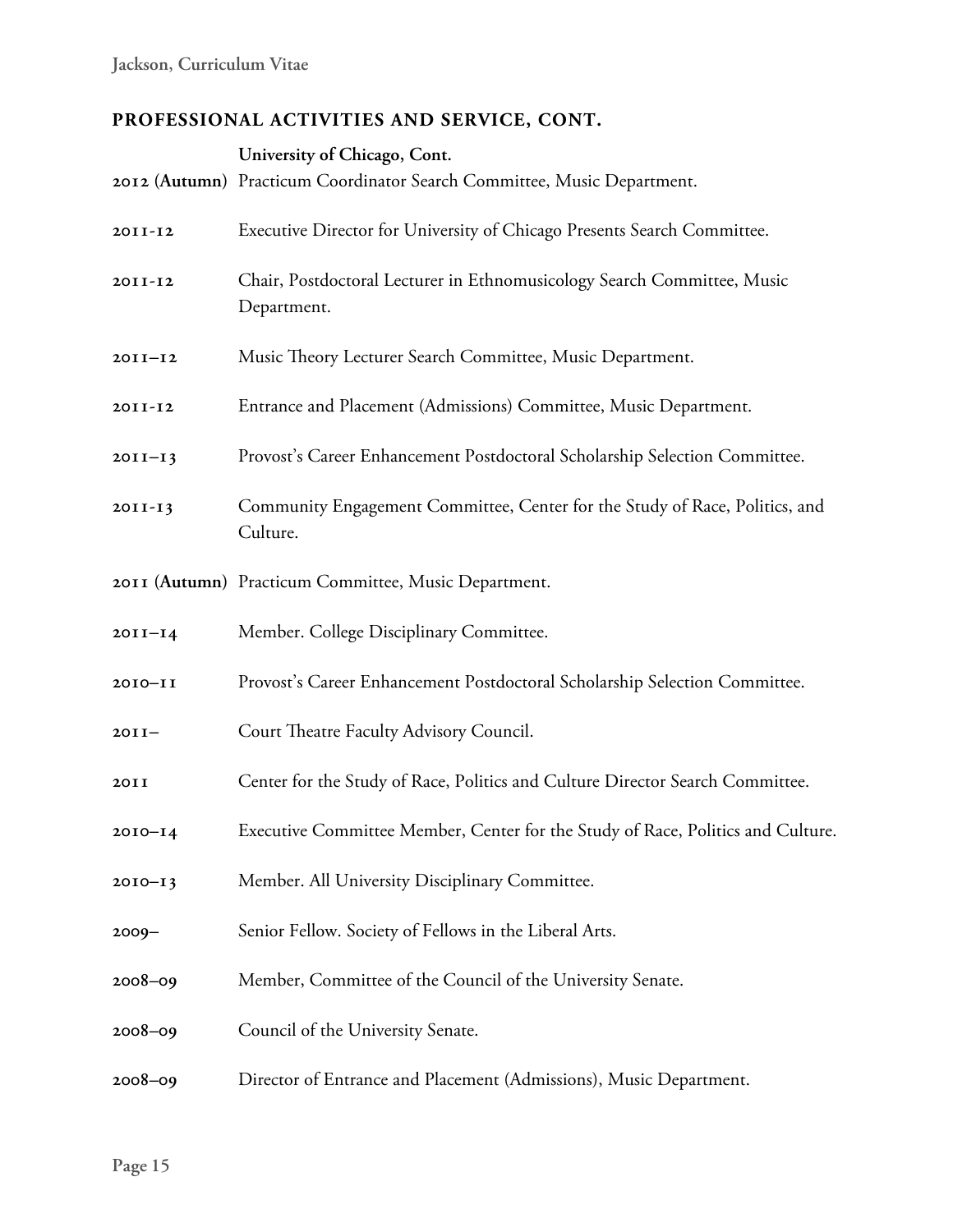## PROFESSIONAL ACTIVITIES AND SERVICE, CONT.

**University of Chicago, Cont.**

2012 (**Autumn**) Practicum Coordinator Search Committee, Music Department.

2011-12 Executive Director for University of Chicago Presents Search Committee.

2011-12 Chair, Postdoctoral Lecturer in Ethnomusicology Search Committee, Music Department.

2011–12 Music Theory Lecturer Search Committee, Music Department.

2011-12 Entrance and Placement (Admissions) Committee, Music Department.

2011–13 Provost's Career Enhancement Postdoctoral Scholarship Selection Committee.

2011-13 Community Engagement Committee, Center for the Study of Race, Politics, and Culture.

2011 (**Autumn**) Practicum Committee, Music Department.

2011–14 Member. College Disciplinary Committee.

2010–11 Provost's Career Enhancement Postdoctoral Scholarship Selection Committee.

2011– Court Theatre Faculty Advisory Council.

2011 Center for the Study of Race, Politics and Culture Director Search Committee.

2010–14 Executive Committee Member, Center for the Study of Race, Politics and Culture.

2010–13 Member. All University Disciplinary Committee.

2009– Senior Fellow. Society of Fellows in the Liberal Arts.

2008–09 Member, Committee of the Council of the University Senate.

2008–09 Council of the University Senate.

2008–09 Director of Entrance and Placement (Admissions), Music Department.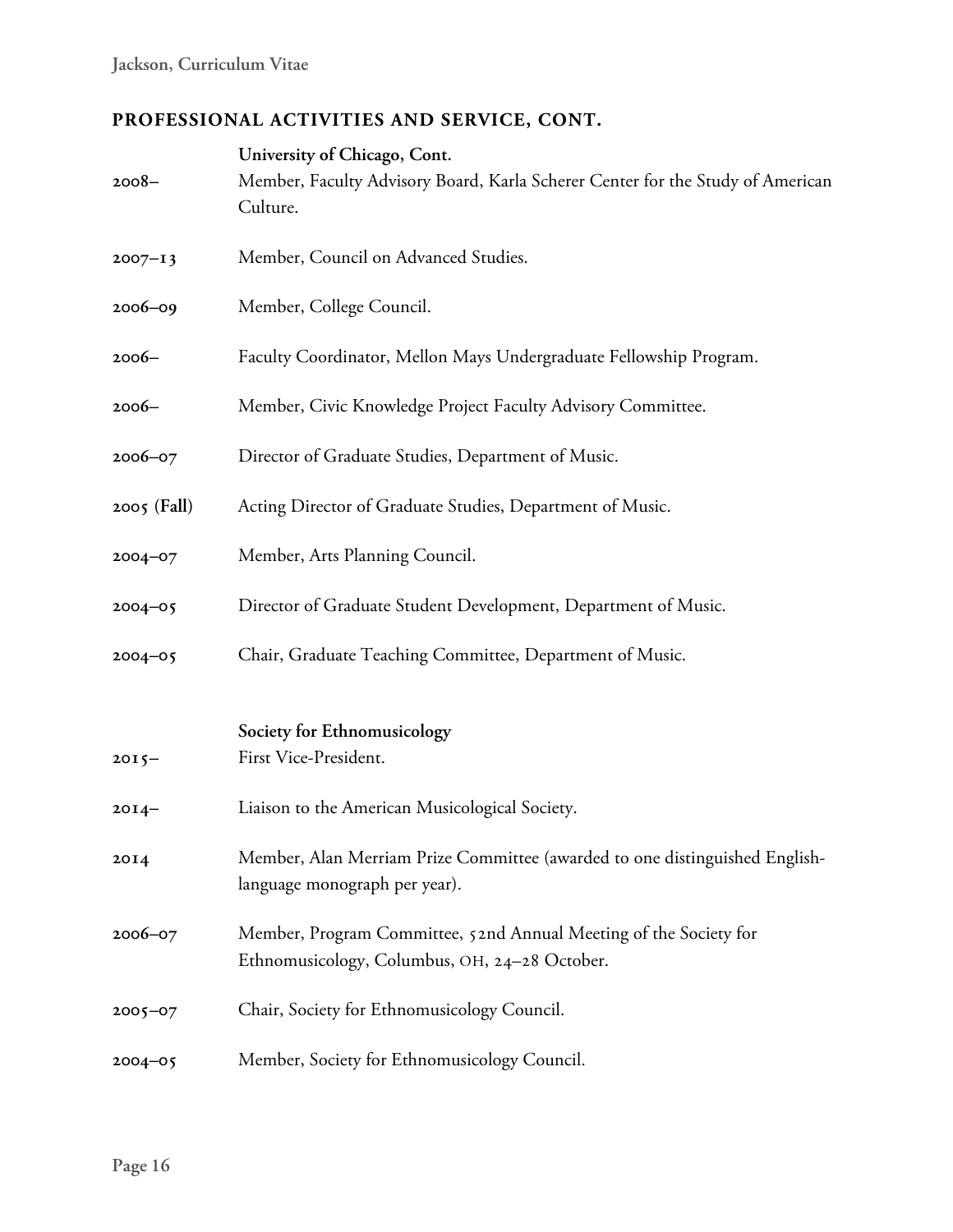## PROFESSIONAL ACTIVITIES AND SERVICE, CONT.

**University of Chicago, Cont.**

2008– Member, Faculty Advisory Board, Karla Scherer Center for the Study of American Culture.

2007–13 Member, Council on Advanced Studies.

2006–09 Member, College Council.

2006– Faculty Coordinator, Mellon Mays Undergraduate Fellowship Program.

2006– Member, Civic Knowledge Project Faculty Advisory Committee.

2006–07 Director of Graduate Studies, Department of Music.

2005 (**Fall**) Acting Director of Graduate Studies, Department of Music.

2004–07 Member, Arts Planning Council.

2004–05 Director of Graduate Student Development, Department of Music.

2004–05 Chair, Graduate Teaching Committee, Department of Music.

**Society for Ethnomusicology**

2015– First Vice-President.

2014– Liaison to the American Musicological Society.

2014 Member, Alan Merriam Prize Committee (awarded to one distinguished English-language monograph per year).

2006–07 Member, Program Committee, 52nd Annual Meeting of the Society for Ethnomusicology, Columbus, OH, 24–28 October.

2005–07 Chair, Society for Ethnomusicology Council.

2004–05 Member, Society for Ethnomusicology Council.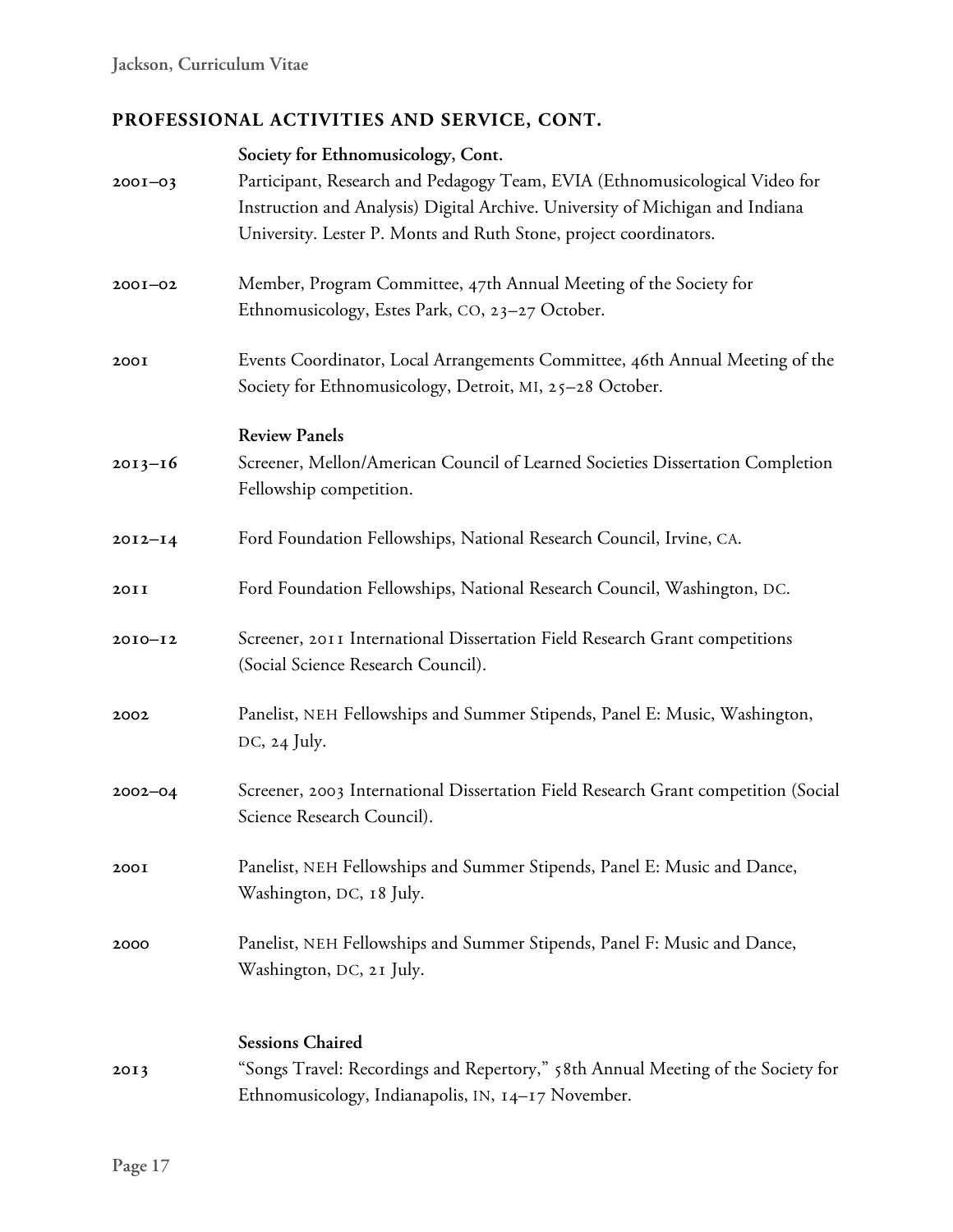## PROFESSIONAL ACTIVITIES AND SERVICE, CONT.

**Society for Ethnomusicology, Cont.**

2001–03 Participant, Research and Pedagogy Team, EVIA (Ethnomusicological Video for Instruction and Analysis) Digital Archive. University of Michigan and Indiana University. Lester P. Monts and Ruth Stone, project coordinators.

2001–02 Member, Program Committee, 47th Annual Meeting of the Society for Ethnomusicology, Estes Park, CO, 23–27 October.

2001 Events Coordinator, Local Arrangements Committee, 46th Annual Meeting of the Society for Ethnomusicology, Detroit, MI, 25–28 October.

**Review Panels**

2013–16 Screener, Mellon/American Council of Learned Societies Dissertation Completion Fellowship competition.

2012–14 Ford Foundation Fellowships, National Research Council, Irvine, CA.

2011 Ford Foundation Fellowships, National Research Council, Washington, DC.

2010–12 Screener, 2011 International Dissertation Field Research Grant competitions (Social Science Research Council).

2002 Panelist, NEH Fellowships and Summer Stipends, Panel E: Music, Washington, DC, 24 July.

2002–04 Screener, 2003 International Dissertation Field Research Grant competition (Social Science Research Council).

2001 Panelist, NEH Fellowships and Summer Stipends, Panel E: Music and Dance, Washington, DC, 18 July.

2000 Panelist, NEH Fellowships and Summer Stipends, Panel F: Music and Dance, Washington, DC, 21 July.

**Sessions Chaired**

2013 "Songs Travel: Recordings and Repertory," 58th Annual Meeting of the Society for Ethnomusicology, Indianapolis, IN, 14–17 November.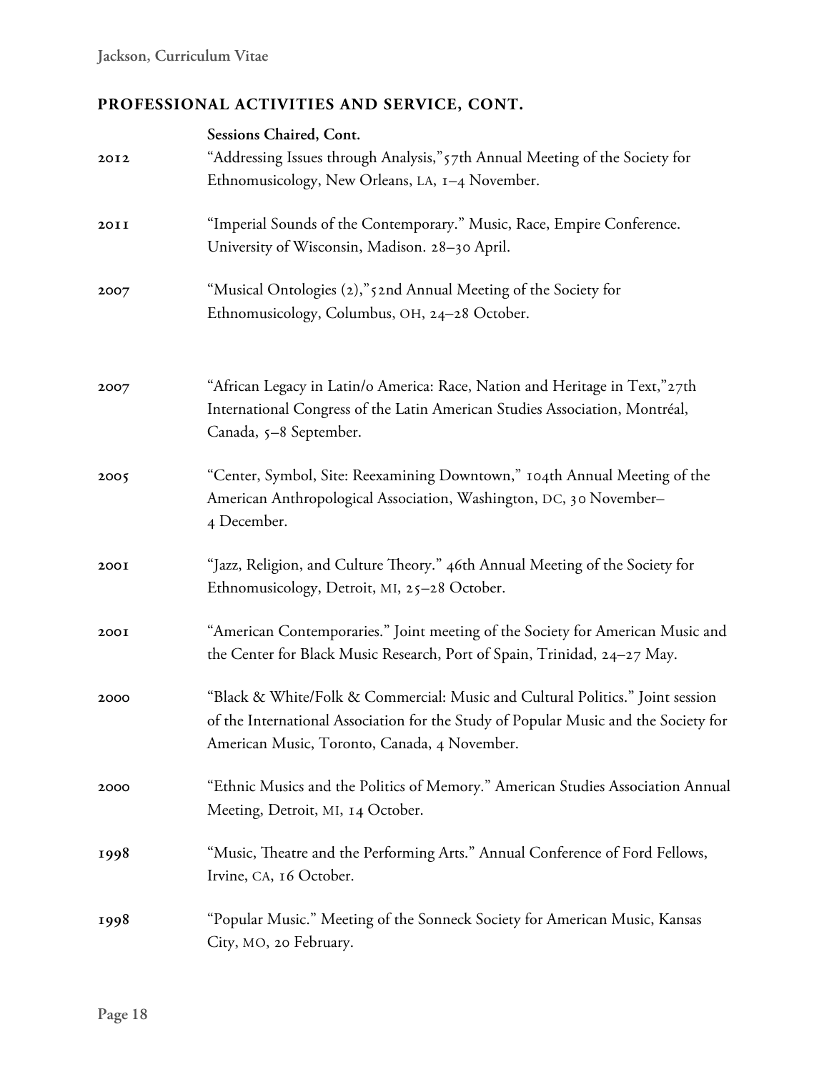## PROFESSIONAL ACTIVITIES AND SERVICE, CONT.

**Sessions Chaired, Cont.**

| | |
|---|---|
| 2012 | "Addressing Issues through Analysis," 57th Annual Meeting of the Society for Ethnomusicology, New Orleans, LA, 1–4 November. |
| 2011 | "Imperial Sounds of the Contemporary." Music, Race, Empire Conference. University of Wisconsin, Madison. 28–30 April. |
| 2007 | "Musical Ontologies (2)," 52nd Annual Meeting of the Society for Ethnomusicology, Columbus, OH, 24–28 October. |
| 2007 | "African Legacy in Latin/o America: Race, Nation and Heritage in Text," 27th International Congress of the Latin American Studies Association, Montréal, Canada, 5–8 September. |
| 2005 | "Center, Symbol, Site: Reexamining Downtown," 104th Annual Meeting of the American Anthropological Association, Washington, DC, 30 November–4 December. |
| 2001 | "Jazz, Religion, and Culture Theory." 46th Annual Meeting of the Society for Ethnomusicology, Detroit, MI, 25–28 October. |
| 2001 | "American Contemporaries." Joint meeting of the Society for American Music and the Center for Black Music Research, Port of Spain, Trinidad, 24–27 May. |
| 2000 | "Black & White/Folk & Commercial: Music and Cultural Politics." Joint session of the International Association for the Study of Popular Music and the Society for American Music, Toronto, Canada, 4 November. |
| 2000 | "Ethnic Musics and the Politics of Memory." American Studies Association Annual Meeting, Detroit, MI, 14 October. |
| 1998 | "Music, Theatre and the Performing Arts." Annual Conference of Ford Fellows, Irvine, CA, 16 October. |
| 1998 | "Popular Music." Meeting of the Sonneck Society for American Music, Kansas City, MO, 20 February. |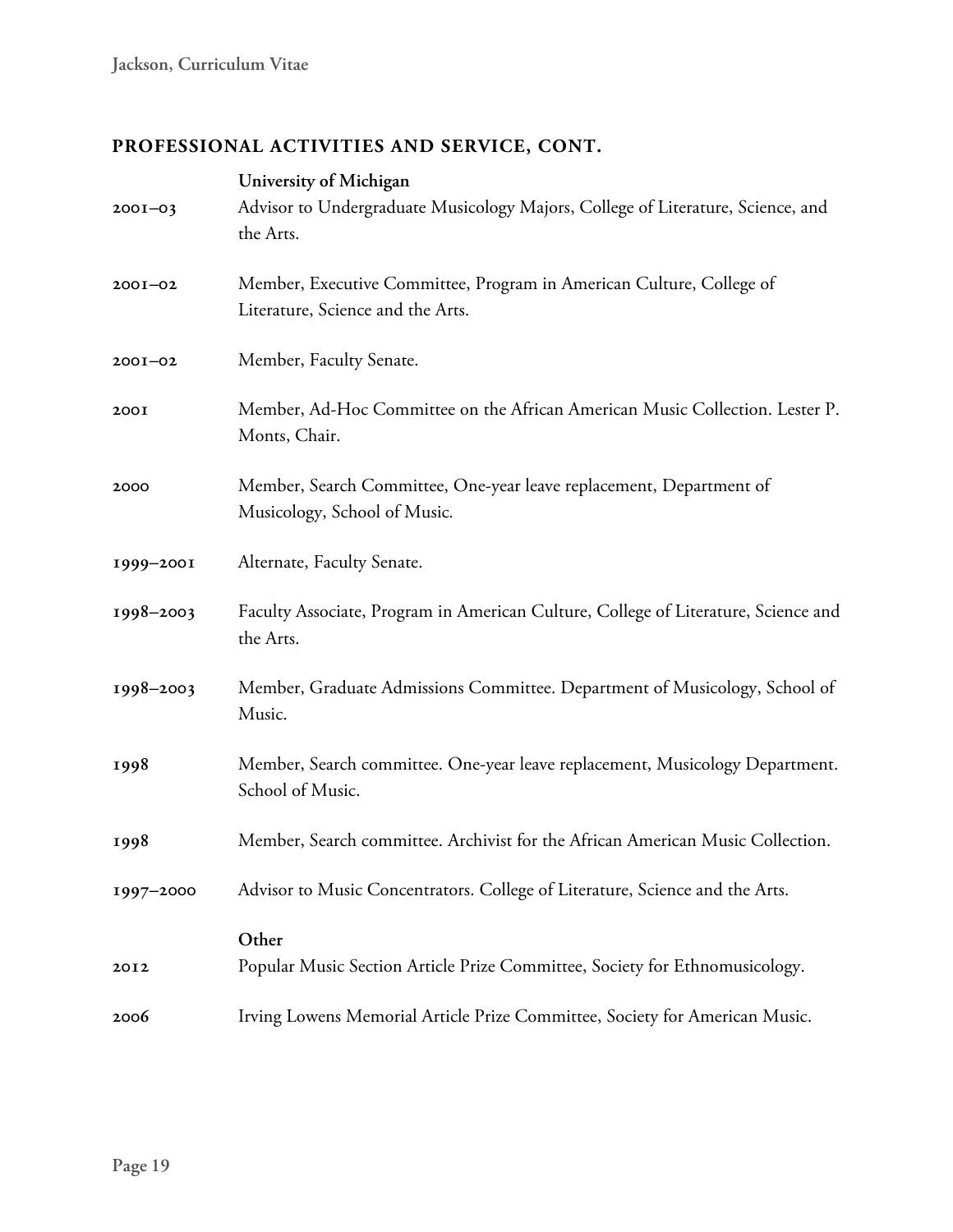## PROFESSIONAL ACTIVITIES AND SERVICE, CONT.

**University of Michigan**

**2001–03** Advisor to Undergraduate Musicology Majors, College of Literature, Science, and the Arts.

**2001–02** Member, Executive Committee, Program in American Culture, College of Literature, Science and the Arts.

**2001–02** Member, Faculty Senate.

**2001** Member, Ad-Hoc Committee on the African American Music Collection. Lester P. Monts, Chair.

**2000** Member, Search Committee, One-year leave replacement, Department of Musicology, School of Music.

**1999–2001** Alternate, Faculty Senate.

**1998–2003** Faculty Associate, Program in American Culture, College of Literature, Science and the Arts.

**1998–2003** Member, Graduate Admissions Committee. Department of Musicology, School of Music.

**1998** Member, Search committee. One-year leave replacement, Musicology Department. School of Music.

**1998** Member, Search committee. Archivist for the African American Music Collection.

**1997–2000** Advisor to Music Concentrators. College of Literature, Science and the Arts.

**Other**

**2012** Popular Music Section Article Prize Committee, Society for Ethnomusicology.

**2006** Irving Lowens Memorial Article Prize Committee, Society for American Music.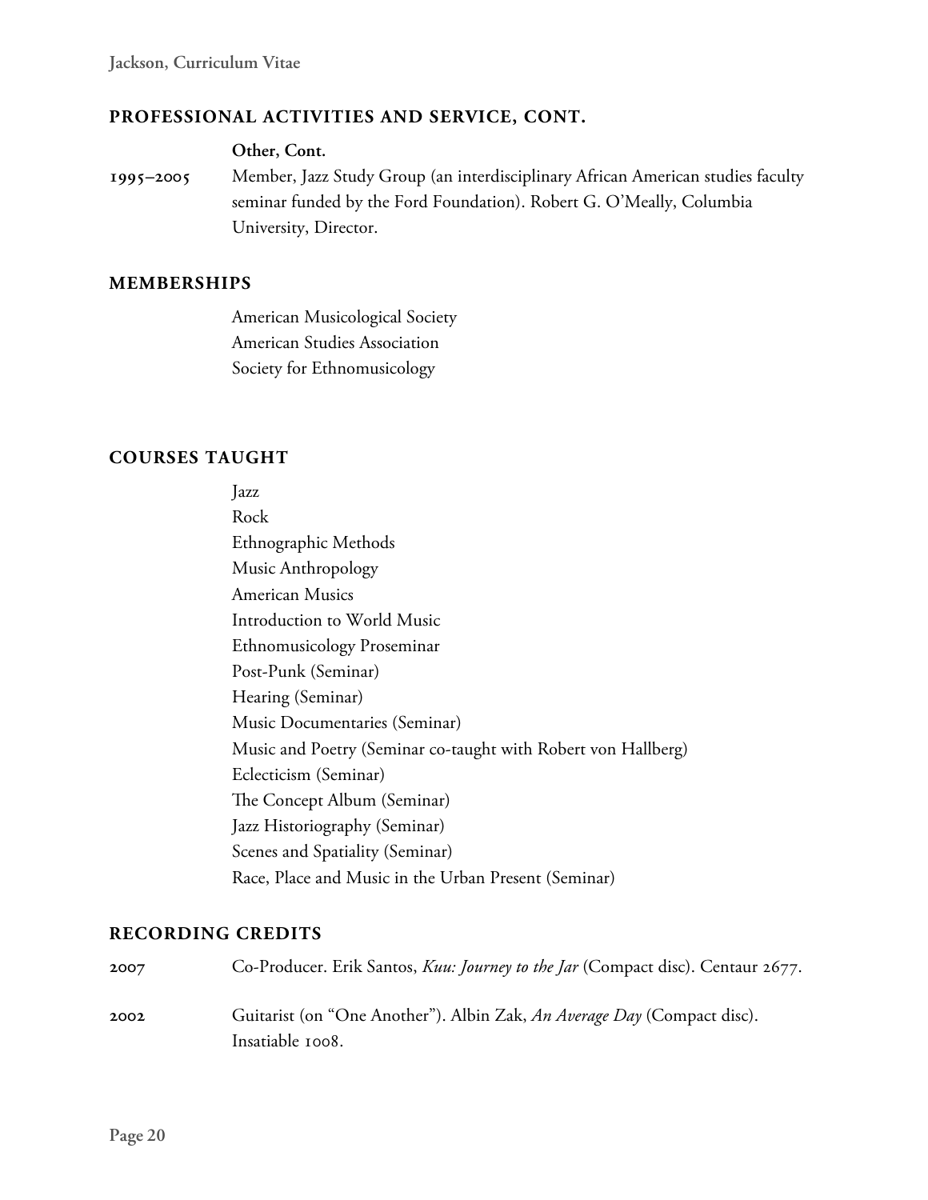## PROFESSIONAL ACTIVITIES AND SERVICE, CONT.

**Other, Cont.**

1995–2005 Member, Jazz Study Group (an interdisciplinary African American studies faculty seminar funded by the Ford Foundation). Robert G. O'Meally, Columbia University, Director.

## MEMBERSHIPS

American Musicological Society
American Studies Association
Society for Ethnomusicology

## COURSES TAUGHT

Jazz
Rock
Ethnographic Methods
Music Anthropology
American Musics
Introduction to World Music
Ethnomusicology Proseminar
Post-Punk (Seminar)
Hearing (Seminar)
Music Documentaries (Seminar)
Music and Poetry (Seminar co-taught with Robert von Hallberg)
Eclecticism (Seminar)
The Concept Album (Seminar)
Jazz Historiography (Seminar)
Scenes and Spatiality (Seminar)
Race, Place and Music in the Urban Present (Seminar)

## RECORDING CREDITS

2007 Co-Producer. Erik Santos, *Kuu: Journey to the Jar* (Compact disc). Centaur 2677.

2002 Guitarist (on "One Another"). Albin Zak, *An Average Day* (Compact disc). Insatiable 1008.